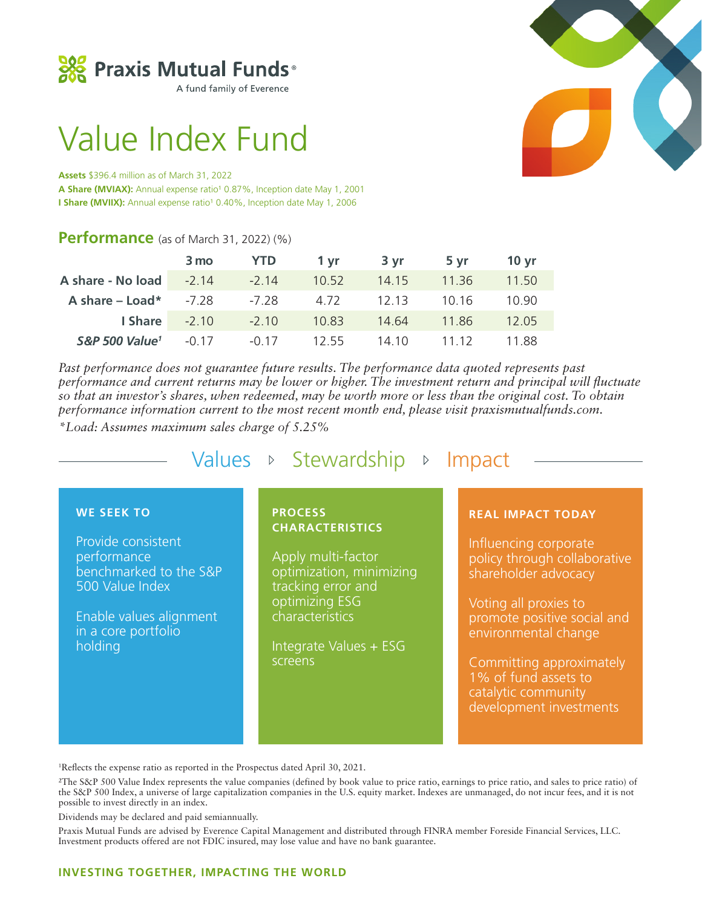# Praxis Mutual Funds®

A fund family of Everence

# Value Index Fund

**Assets** $396.4 million as of March 31, 2022
**A Share (MVIAX):** Annual expense ratio[1] 0.87%, Inception date May 1, 2001
**I Share (MVIIX):** Annual expense ratio[1] 0.40%, Inception date May 1, 2006

## Performance (as of March 31, 2022) (%)

| | 3 mo | YTD | 1 yr | 3 yr | 5 yr | 10 yr |
|---|---|---|---|---|---|---|
| **A share - No load** | -2.14 | -2.14 | 10.52 | 14.15 | 11.36 | 11.50 |
| **A share – Load*** | -7.28 | -7.28 | 4.72 | 12.13 | 10.16 | 10.90 |
| **I Share** | -2.10 | -2.10 | 10.83 | 14.64 | 11.86 | 12.05 |
| ***S&P 500 Value[1]*** | -0.17 | -0.17 | 12.55 | 14.10 | 11.12 | 11.88 |

*Past performance does not guarantee future results. The performance data quoted represents past performance and current returns may be lower or higher. The investment return and principal will fluctuate so that an investor's shares, when redeemed, may be worth more or less than the original cost. To obtain performance information current to the most recent month end, please visit praxismutualfunds.com.*

*\*Load: Assumes maximum sales charge of 5.25%*

## Values ▹ Stewardship ▹ Impact

### WE SEEK TO

Provide consistent performance benchmarked to the S&P 500 Value Index

Enable values alignment in a core portfolio holding

### PROCESS CHARACTERISTICS

Apply multi-factor optimization, minimizing tracking error and optimizing ESG characteristics

Integrate Values + ESG screens

### REAL IMPACT TODAY

Influencing corporate policy through collaborative shareholder advocacy

Voting all proxies to promote positive social and environmental change

Committing approximately 1% of fund assets to catalytic community development investments

[1]Reflects the expense ratio as reported in the Prospectus dated April 30, 2021.

[2]The S&P 500 Value Index represents the value companies (defined by book value to price ratio, earnings to price ratio, and sales to price ratio) of the S&P 500 Index, a universe of large capitalization companies in the U.S. equity market. Indexes are unmanaged, do not incur fees, and it is not possible to invest directly in an index.

Dividends may be declared and paid semiannually.

Praxis Mutual Funds are advised by Everence Capital Management and distributed through FINRA member Foreside Financial Services, LLC. Investment products offered are not FDIC insured, may lose value and have no bank guarantee.

**INVESTING TOGETHER, IMPACTING THE WORLD**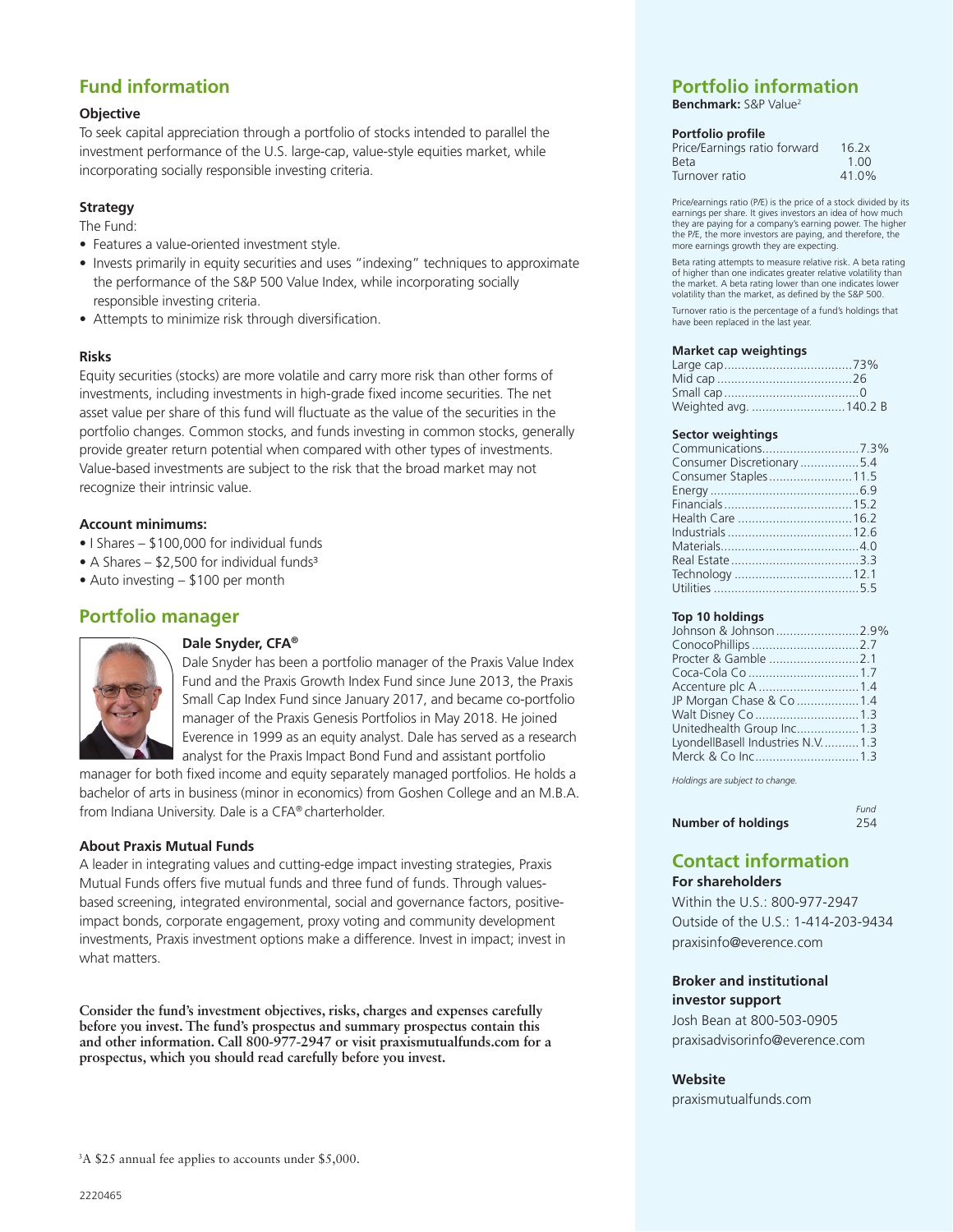## Fund information

### Objective

To seek capital appreciation through a portfolio of stocks intended to parallel the investment performance of the U.S. large-cap, value-style equities market, while incorporating socially responsible investing criteria.

### Strategy

The Fund:

- Features a value-oriented investment style.
- Invests primarily in equity securities and uses "indexing" techniques to approximate the performance of the S&P 500 Value Index, while incorporating socially responsible investing criteria.
- Attempts to minimize risk through diversification.

### Risks

Equity securities (stocks) are more volatile and carry more risk than other forms of investments, including investments in high-grade fixed income securities. The net asset value per share of this fund will fluctuate as the value of the securities in the portfolio changes. Common stocks, and funds investing in common stocks, generally provide greater return potential when compared with other types of investments. Value-based investments are subject to the risk that the broad market may not recognize their intrinsic value.

### Account minimums:

- I Shares – $100,000 for individual funds
- A Shares – $2,500 for individual funds[3]
- Auto investing – $100 per month

## Portfolio manager

**Dale Snyder, CFA®**

Dale Snyder has been a portfolio manager of the Praxis Value Index Fund and the Praxis Growth Index Fund since June 2013, the Praxis Small Cap Index Fund since January 2017, and became co-portfolio manager of the Praxis Genesis Portfolios in May 2018. He joined Everence in 1999 as an equity analyst. Dale has served as a research analyst for the Praxis Impact Bond Fund and assistant portfolio manager for both fixed income and equity separately managed portfolios. He holds a bachelor of arts in business (minor in economics) from Goshen College and an M.B.A. from Indiana University. Dale is a CFA® charterholder.

### About Praxis Mutual Funds

A leader in integrating values and cutting-edge impact investing strategies, Praxis Mutual Funds offers five mutual funds and three fund of funds. Through values-based screening, integrated environmental, social and governance factors, positive-impact bonds, corporate engagement, proxy voting and community development investments, Praxis investment options make a difference. Invest in impact; invest in what matters.

**Consider the fund's investment objectives, risks, charges and expenses carefully before you invest. The fund's prospectus and summary prospectus contain this and other information. Call 800-977-2947 or visit praxismutualfunds.com for a prospectus, which you should read carefully before you invest.**

[3]A $25 annual fee applies to accounts under $5,000.

2220465

## Portfolio information

**Benchmark:** S&P Value[2]

### Portfolio profile

| | |
|---|---|
| Price/Earnings ratio forward | 16.2x |
| Beta | 1.00 |
| Turnover ratio | 41.0% |

Price/earnings ratio (P/E) is the price of a stock divided by its earnings per share. It gives investors an idea of how much they are paying for a company's earning power. The higher the P/E, the more investors are paying, and therefore, the more earnings growth they are expecting.

Beta rating attempts to measure relative risk. A beta rating of higher than one indicates greater relative volatility than the market. A beta rating lower than one indicates lower volatility than the market, as defined by the S&P 500.

Turnover ratio is the percentage of a fund's holdings that have been replaced in the last year.

### Market cap weightings

| | |
|---|---|
| Large cap | 73% |
| Mid cap | 26 |
| Small cap | 0 |
| Weighted avg. | 140.2 B |

### Sector weightings

| | |
|---|---|
| Communications | 7.3% |
| Consumer Discretionary | 5.4 |
| Consumer Staples | 11.5 |
| Energy | 6.9 |
| Financials | 15.2 |
| Health Care | 16.2 |
| Industrials | 12.6 |
| Materials | 4.0 |
| Real Estate | 3.3 |
| Technology | 12.1 |
| Utilities | 5.5 |

### Top 10 holdings

| | |
|---|---|
| Johnson & Johnson | 2.9% |
| ConocoPhillips | 2.7 |
| Procter & Gamble | 2.1 |
| Coca-Cola Co | 1.7 |
| Accenture plc A | 1.4 |
| JP Morgan Chase & Co | 1.4 |
| Walt Disney Co | 1.3 |
| Unitedhealth Group Inc. | 1.3 |
| LyondellBasell Industries N.V. | 1.3 |
| Merck & Co Inc | 1.3 |

*Holdings are subject to change.*

| | Fund |
|---|---|
| **Number of holdings** | 254 |

## Contact information

**For shareholders**

Within the U.S.: 800-977-2947
Outside of the U.S.: 1-414-203-9434
praxisinfo@everence.com

**Broker and institutional investor support**

Josh Bean at 800-503-0905
praxisadvisorinfo@everence.com

**Website**

praxismutualfunds.com